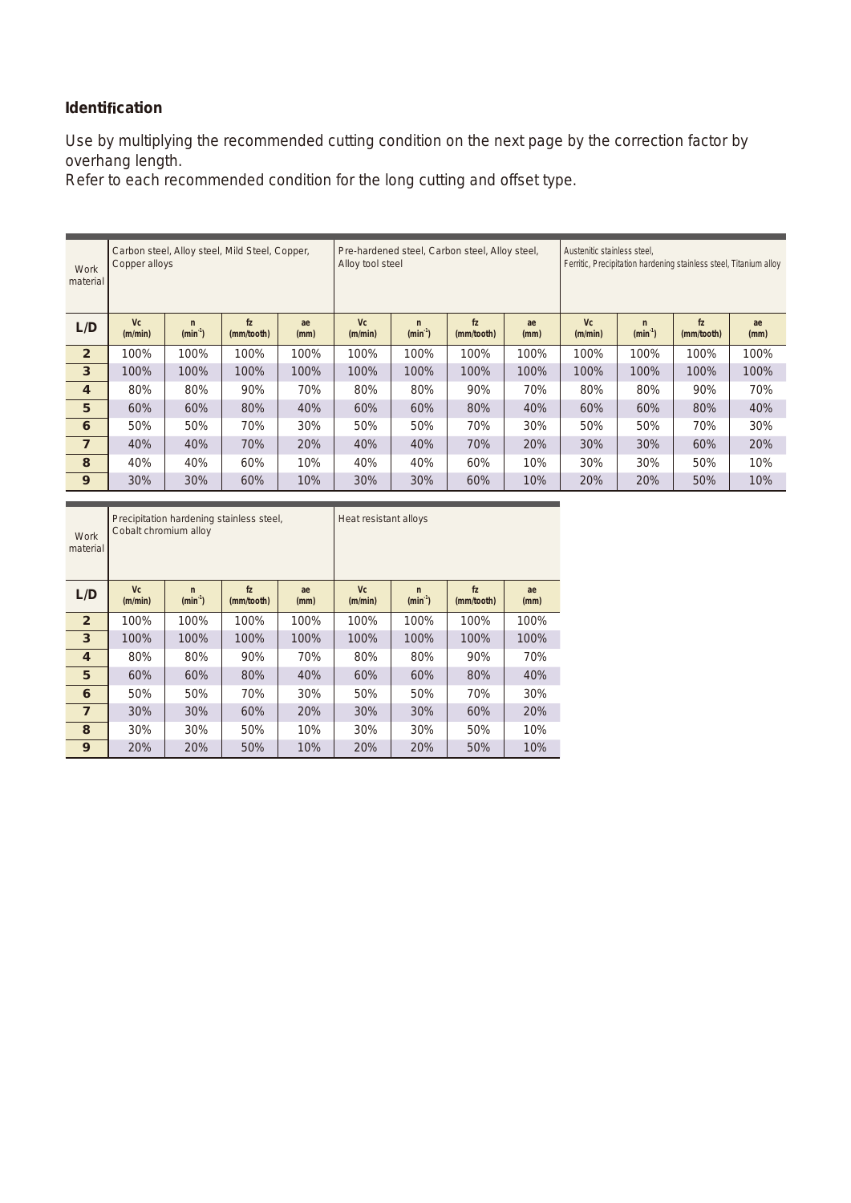### Identification

Use by multiplying the recommended cutting condition on the next page by the correction factor by overhang length.
Refer to each recommended condition for the long cutting and offset type.

| Work material | Carbon steel, Alloy steel, Mild Steel, Copper, Copper alloys | | | | Pre-hardened steel, Carbon steel, Alloy steel, Alloy tool steel | | | | Austenitic stainless steel, Ferritic, Precipitation hardening stainless steel, Titanium alloy | | | |
|---|---|---|---|---|---|---|---|---|---|---|---|---|
| **L/D** | Vc (m/min) | n ($min^{-1}$) | fz (mm/tooth) | ae (mm) | Vc (m/min) | n ($min^{-1}$) | fz (mm/tooth) | ae (mm) | Vc (m/min) | n ($min^{-1}$) | fz (mm/tooth) | ae (mm) |
| **2** | 100% | 100% | 100% | 100% | 100% | 100% | 100% | 100% | 100% | 100% | 100% | 100% |
| **3** | 100% | 100% | 100% | 100% | 100% | 100% | 100% | 100% | 100% | 100% | 100% | 100% |
| **4** | 80% | 80% | 90% | 70% | 80% | 80% | 90% | 70% | 80% | 80% | 90% | 70% |
| **5** | 60% | 60% | 80% | 40% | 60% | 60% | 80% | 40% | 60% | 60% | 80% | 40% |
| **6** | 50% | 50% | 70% | 30% | 50% | 50% | 70% | 30% | 50% | 50% | 70% | 30% |
| **7** | 40% | 40% | 70% | 20% | 40% | 40% | 70% | 20% | 30% | 30% | 60% | 20% |
| **8** | 40% | 40% | 60% | 10% | 40% | 40% | 60% | 10% | 30% | 30% | 50% | 10% |
| **9** | 30% | 30% | 60% | 10% | 30% | 30% | 60% | 10% | 20% | 20% | 50% | 10% |

| Work material | Precipitation hardening stainless steel, Cobalt chromium alloy | | | | Heat resistant alloys | | | |
|---|---|---|---|---|---|---|---|---|
| **L/D** | Vc (m/min) | n ($min^{-1}$) | fz (mm/tooth) | ae (mm) | Vc (m/min) | n ($min^{-1}$) | fz (mm/tooth) | ae (mm) |
| **2** | 100% | 100% | 100% | 100% | 100% | 100% | 100% | 100% |
| **3** | 100% | 100% | 100% | 100% | 100% | 100% | 100% | 100% |
| **4** | 80% | 80% | 90% | 70% | 80% | 80% | 90% | 70% |
| **5** | 60% | 60% | 80% | 40% | 60% | 60% | 80% | 40% |
| **6** | 50% | 50% | 70% | 30% | 50% | 50% | 70% | 30% |
| **7** | 30% | 30% | 60% | 20% | 30% | 30% | 60% | 20% |
| **8** | 30% | 30% | 50% | 10% | 30% | 30% | 50% | 10% |
| **9** | 20% | 20% | 50% | 10% | 20% | 20% | 50% | 10% |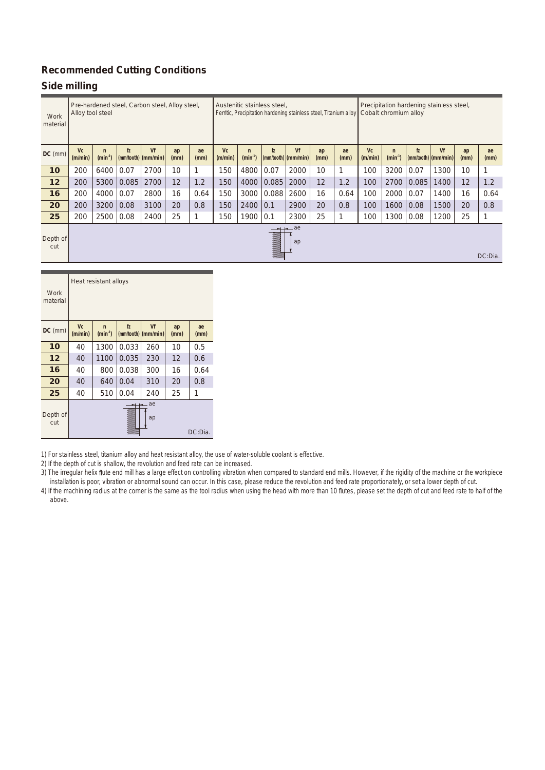## Recommended Cutting Conditions

### Side milling

| Work material | Pre-hardened steel, Carbon steel, Alloy steel, Alloy tool steel | | | | | | Austenitic stainless steel, Ferritic, Precipitation hardening stainless steel, Titanium alloy | | | | | | Precipitation hardening stainless steel, Cobalt chromium alloy | | | | | |
|---|---|---|---|---|---|---|---|---|---|---|---|---|---|---|---|---|---|---|
| DC (mm) | Vc (m/min) | n ($min^{-1}$) | fz (mm/tooth) | Vf (mm/min) | ap (mm) | ae (mm) | Vc (m/min) | n ($min^{-1}$) | fz (mm/tooth) | Vf (mm/min) | ap (mm) | ae (mm) | Vc (m/min) | n ($min^{-1}$) | fz (mm/tooth) | Vf (mm/min) | ap (mm) | ae (mm) |
| **10** | 200 | 6400 | 0.07 | 2700 | 10 | 1 | 150 | 4800 | 0.07 | 2000 | 10 | 1 | 100 | 3200 | 0.07 | 1300 | 10 | 1 |
| **12** | 200 | 5300 | 0.085 | 2700 | 12 | 1.2 | 150 | 4000 | 0.085 | 2000 | 12 | 1.2 | 100 | 2700 | 0.085 | 1400 | 12 | 1.2 |
| **16** | 200 | 4000 | 0.07 | 2800 | 16 | 0.64 | 150 | 3000 | 0.088 | 2600 | 16 | 0.64 | 100 | 2000 | 0.07 | 1400 | 16 | 0.64 |
| **20** | 200 | 3200 | 0.08 | 3100 | 20 | 0.8 | 150 | 2400 | 0.1 | 2900 | 20 | 0.8 | 100 | 1600 | 0.08 | 1500 | 20 | 0.8 |
| **25** | 200 | 2500 | 0.08 | 2400 | 25 | 1 | 150 | 1900 | 0.1 | 2300 | 25 | 1 | 100 | 1300 | 0.08 | 1200 | 25 | 1 |
| Depth of cut | ae, ap | | | | | | | | | | | | | | | | | DC:Dia. |

| Work material | Heat resistant alloys | | | | | |
|---|---|---|---|---|---|---|
| DC (mm) | Vc (m/min) | n ($min^{-1}$) | fz (mm/tooth) | Vf (mm/min) | ap (mm) | ae (mm) |
| **10** | 40 | 1300 | 0.033 | 260 | 10 | 0.5 |
| **12** | 40 | 1100 | 0.035 | 230 | 12 | 0.6 |
| **16** | 40 | 800 | 0.038 | 300 | 16 | 0.64 |
| **20** | 40 | 640 | 0.04 | 310 | 20 | 0.8 |
| **25** | 40 | 510 | 0.04 | 240 | 25 | 1 |
| Depth of cut | ae, ap | | | | | DC:Dia. |

1) For stainless steel, titanium alloy and heat resistant alloy, the use of water-soluble coolant is effective.
2) If the depth of cut is shallow, the revolution and feed rate can be increased.
3) The irregular helix flute end mill has a large effect on controlling vibration when compared to standard end mills. However, if the rigidity of the machine or the workpiece installation is poor, vibration or abnormal sound can occur. In this case, please reduce the revolution and feed rate proportionately, or set a lower depth of cut.
4) If the machining radius at the corner is the same as the tool radius when using the head with more than 10 flutes, please set the depth of cut and feed rate to half of the above.